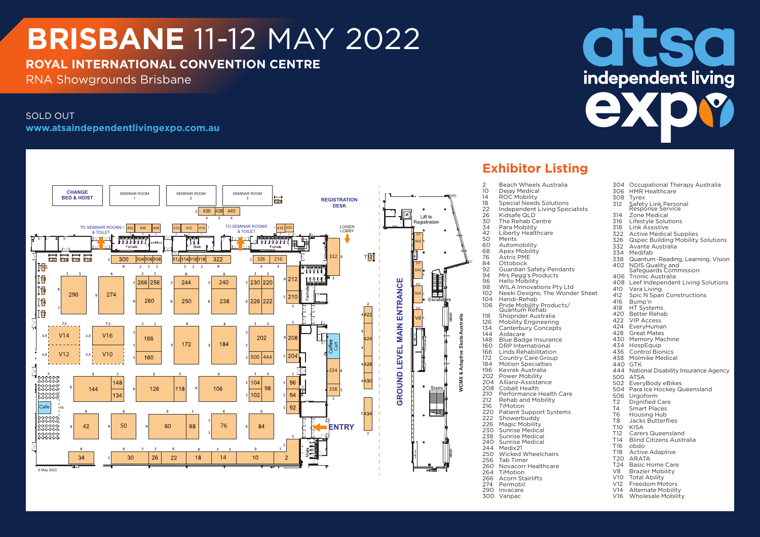# BRISBANE 11-12 MAY 2022

**ROYAL INTERNATIONAL CONVENTION CENTRE**

RNA Showgrounds Brisbane

SOLD OUT

**www.atsaindependentlivingexpo.com.au**

atsa independent living expo

## Exhibitor Listing

| Stand | Exhibitor |
|---|---|
| 2 | Beach Wheels Australia |
| 10 | Dejay Medical |
| 14 | ROC Mobility |
| 18 | Special Needs Solutions |
| 22 | Independent Living Specialists |
| 26 | Kidsafe QLD |
| 30 | The Rehab Centre |
| 34 | Para Mobility |
| 42 | Liberty Healthcare |
| 50 | Merits |
| 60 | Automobility |
| 68 | Apex Mobility |
| 76 | Astris PME |
| 84 | Ottobock |
| 92 | Guardian Safety Pendants |
| 94 | Mrs Pegg's Products |
| 96 | Hello Mobility |
| 98 | WILA Innovations Pty Ltd |
| 102 | Neeki Designs; The Wonder Sheet |
| 104 | Handi-Rehab |
| 106 | Pride Mobility Products/ Quantum Rehab |
| 118 | Shoprider Australia |
| 126 | Mobility Engineering |
| 134 | Canterbury Concepts |
| 144 | Aidacare |
| 148 | Blue Badge Insurance |
| 160 | DRP International |
| 166 | Linds Rehabilitation |
| 172 | Country Care Group |
| 184 | Motion Specialties |
| 196 | Kevrek Australia |
| 202 | Power Mobility |
| 204 | Allianz-Assistance |
| 208 | Cobalt Health |
| 210 | Performance Health Care |
| 212 | Rehab and Mobility |
| 216 | TiMotion |
| 220 | Patient Support Systems |
| 222 | Showerbuddy |
| 226 | Magic Mobility |
| 230 | Sunrise Medical |
| 238 | Sunrise Medical |
| 240 | Sunrise Medical |
| 244 | Medix21 |
| 250 | Wicked Wheelchairs |
| 256 | Tab Timer |
| 260 | Novacorr Healthcare |
| 264 | TiMotion |
| 266 | Acorn Stairlifts |
| 274 | Permobil |
| 290 | Invacare |
| 300 | Vanpac |
| 304 | Occupational Therapy Australia |
| 306 | HMR Healthcare |
| 308 | Tyrex |
| 312 | Safety Link Personal Response Service |
| 314 | Zone Medical |
| 316 | Lifestyle Solutions |
| 318 | Link Assistive |
| 322 | Active Medical Supplies |
| 326 | Qspec Building Mobility Solutions |
| 332 | Avante Australia |
| 334 | Medifab |
| 338 | Quantum-Reading, Learning, Vision |
| 402 | NDIS Quality and Safeguards Commission |
| 406 | Trionic Australia |
| 408 | Leef Independent Living Solutions |
| 410 | Vera Living |
| 412 | Spic N Span Constructions |
| 416 | Bump'n |
| 418 | HT Systems |
| 420 | Better Rehab |
| 422 | VIP Access |
| 424 | EveryHuman |
| 428 | Great Mates |
| 430 | Memory Machine |
| 434 | HospEquip |
| 436 | Control Bionics |
| 438 | Molmike Medical |
| 440 | GTK |
| 444 | National Disability Insurance Agency |
| 500 | ATSA |
| 502 | EveryBody eBikes |
| 504 | Para Ice Hockey Queensland |
| 506 | Urgoform |
| T2 | Dignified Care |
| T4 | Smart Places |
| T6 | Housing Hub |
| T8 | Jacks Butterflies |
| T10 | KISA |
| T12 | Carers Queensland |
| T14 | Blind Citizens Australia |
| T16 | obdo |
| T18 | Active Adaptive |
| T20 | ARATA |
| T24 | Basic Home Care |
| V8 | Brazier Mobility |
| V10 | Total Ability |
| V12 | Freedom Motors |
| V14 | Alternate Mobility |
| V16 | Wholesale Mobility |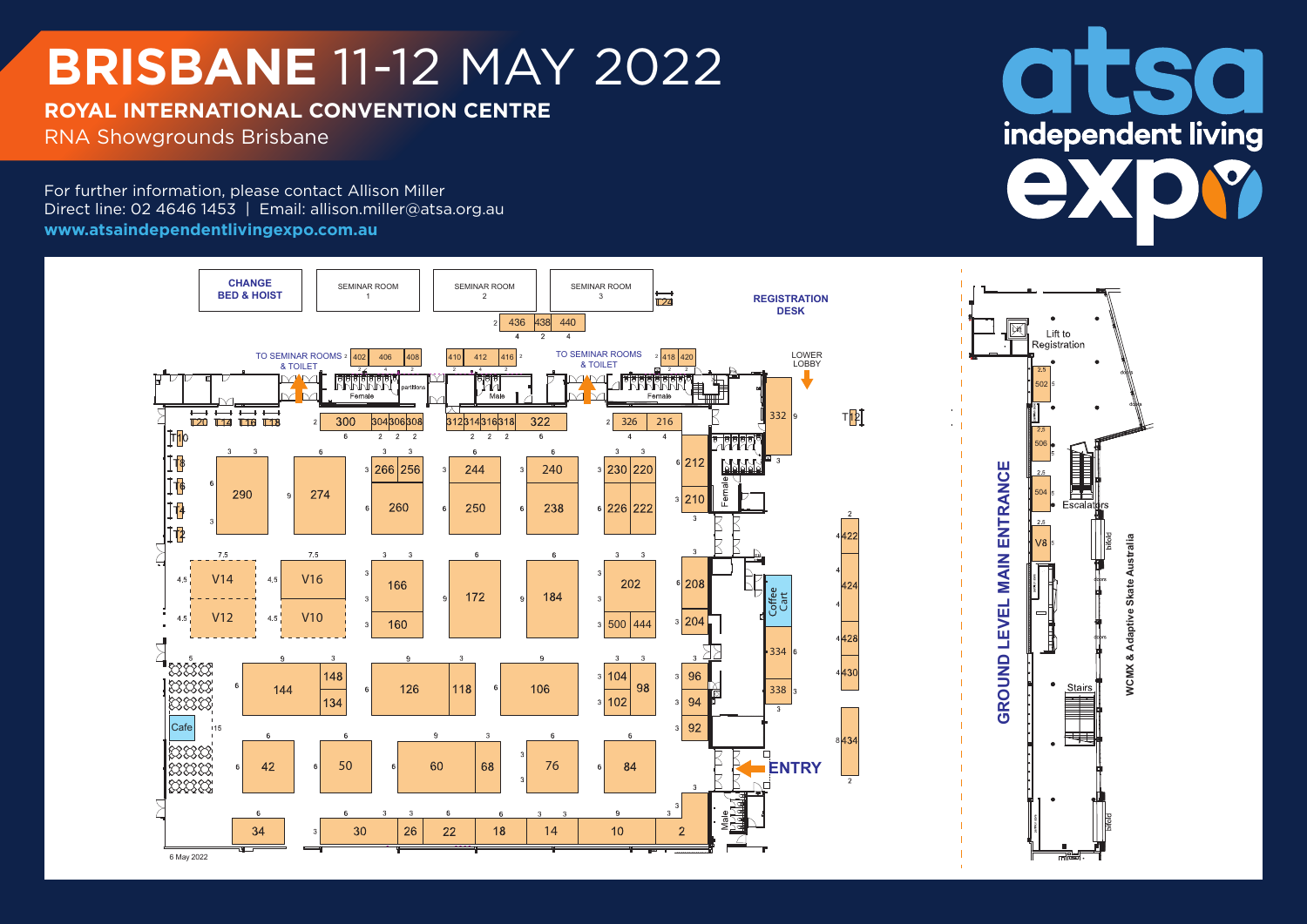# BRISBANE 11-12 MAY 2022

**ROYAL INTERNATIONAL CONVENTION CENTRE**

RNA Showgrounds Brisbane

For further information, please contact Allison Miller
Direct line: 02 4646 1453 | Email: allison.miller@atsa.org.au
**www.atsaindependentlivingexpo.com.au**

atsa independent living expo

CHANGE BED & HOIST

SEMINAR ROOM 1

SEMINAR ROOM 2

SEMINAR ROOM 3

REGISTRATION DESK

TO SEMINAR ROOMS & TOILET

TO SEMINAR ROOMS & TOILET

LOWER LOBBY

Female

Male

Female

Coffee Cart

Cafe

ENTRY

GROUND LEVEL MAIN ENTRANCE

Lift to Registration

Escalators

Stairs

WCMX & Adaptive Skate Australia

6 May 2022